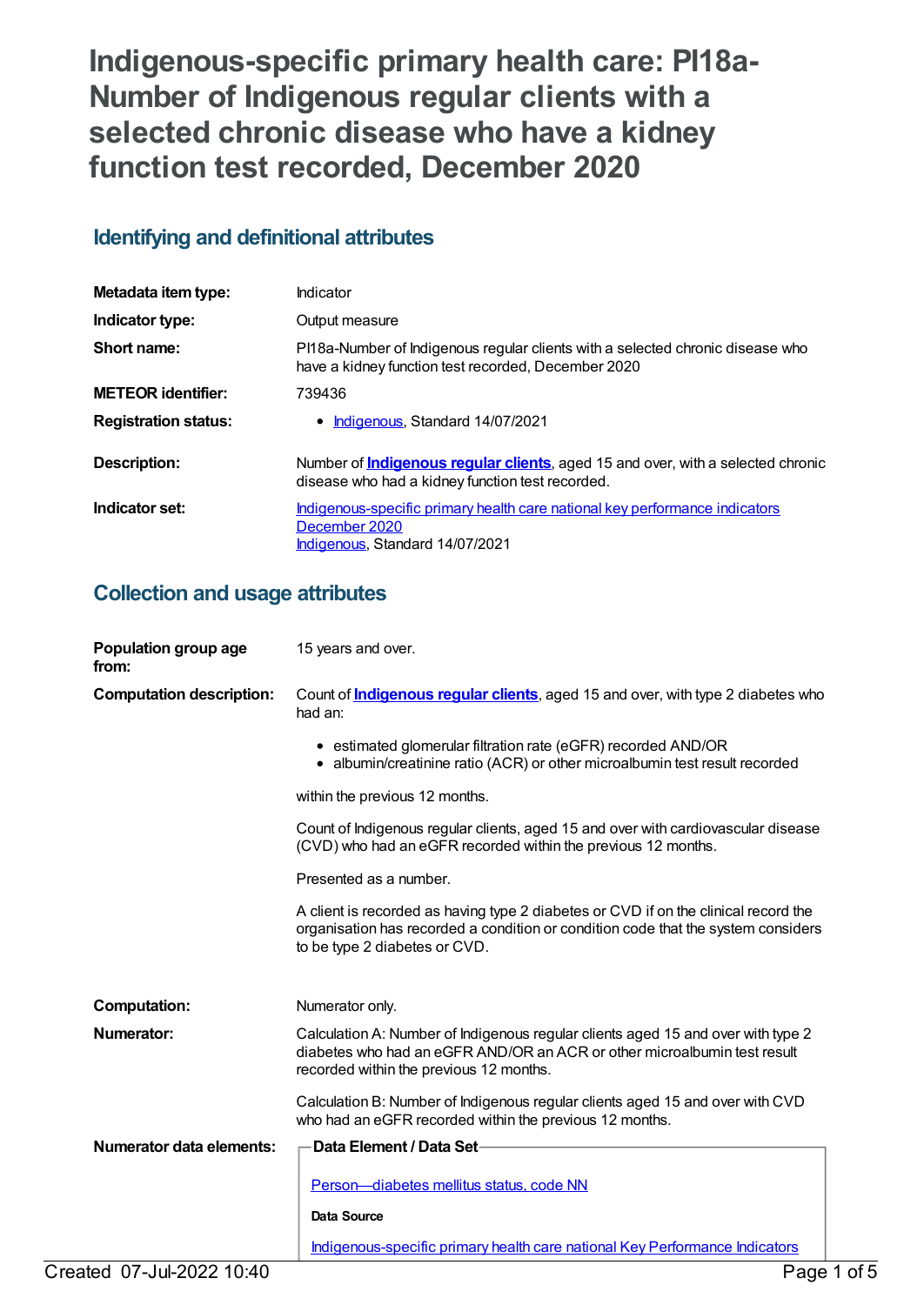# Indigenous-specific primary health care: PI18a-Number of Indigenous regular clients with a selected chronic disease who have a kidney function test recorded, December 2020

## Identifying and definitional attributes

| | |
|---|---|
| **Metadata item type:** | Indicator |
| **Indicator type:** | Output measure |
| **Short name:** | PI18a-Number of Indigenous regular clients with a selected chronic disease who have a kidney function test recorded, December 2020 |
| **METEOR identifier:** | 739436 |
| **Registration status:** | • Indigenous, Standard 14/07/2021 |
| **Description:** | Number of **Indigenous regular clients**, aged 15 and over, with a selected chronic disease who had a kidney function test recorded. |
| **Indicator set:** | Indigenous-specific primary health care national key performance indicators December 2020<br>Indigenous, Standard 14/07/2021 |

## Collection and usage attributes

**Population group age from:** 15 years and over.

**Computation description:** Count of **Indigenous regular clients**, aged 15 and over, with type 2 diabetes who had an:

- estimated glomerular filtration rate (eGFR) recorded AND/OR
- albumin/creatinine ratio (ACR) or other microalbumin test result recorded

within the previous 12 months.

Count of Indigenous regular clients, aged 15 and over with cardiovascular disease (CVD) who had an eGFR recorded within the previous 12 months.

Presented as a number.

A client is recorded as having type 2 diabetes or CVD if on the clinical record the organisation has recorded a condition or condition code that the system considers to be type 2 diabetes or CVD.

**Computation:** Numerator only.

**Numerator:** Calculation A: Number of Indigenous regular clients aged 15 and over with type 2 diabetes who had an eGFR AND/OR an ACR or other microalbumin test result recorded within the previous 12 months.

Calculation B: Number of Indigenous regular clients aged 15 and over with CVD who had an eGFR recorded within the previous 12 months.

**Numerator data elements:**

**Data Element / Data Set**

Person—diabetes mellitus status, code NN

**Data Source**

Indigenous-specific primary health care national Key Performance Indicators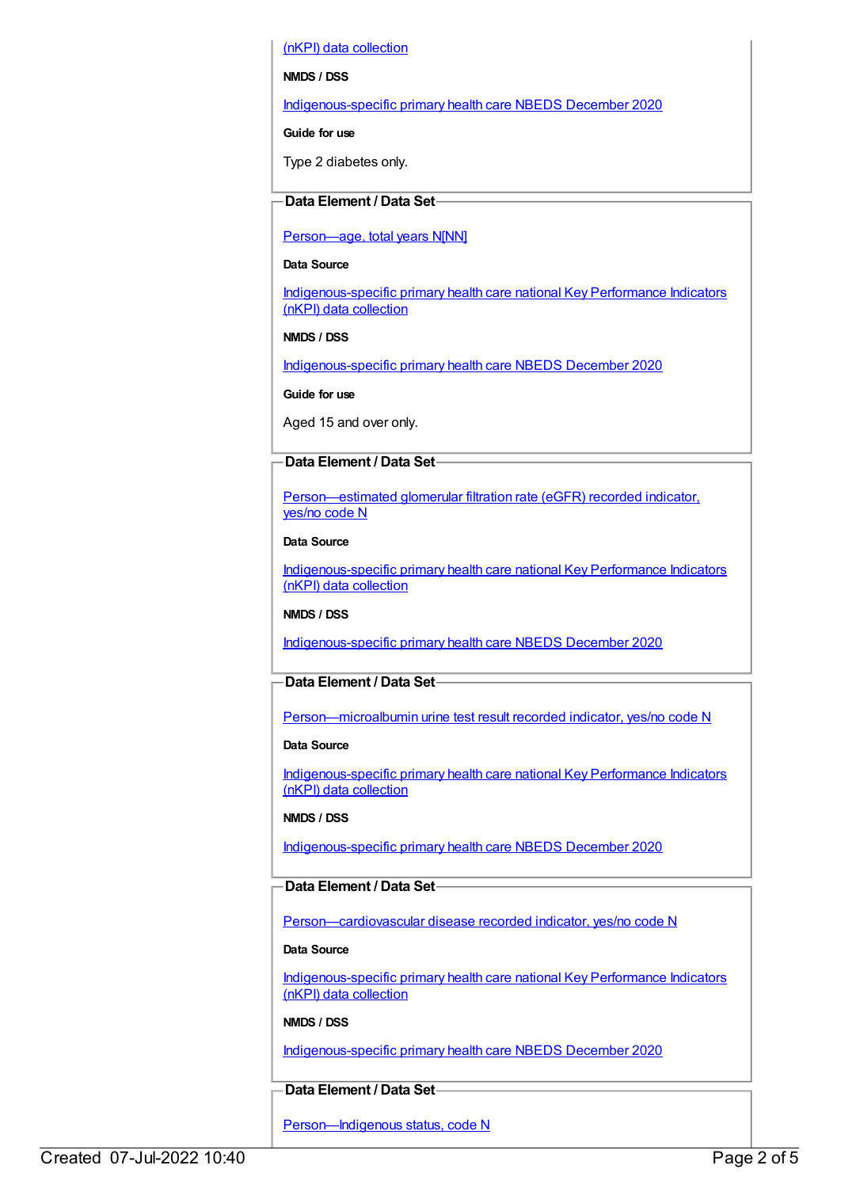(nKPI) data collection

**NMDS / DSS**

Indigenous-specific primary health care NBEDS December 2020

**Guide for use**

Type 2 diabetes only.

### Data Element / Data Set

Person—age, total years N[NN]

**Data Source**

Indigenous-specific primary health care national Key Performance Indicators (nKPI) data collection

**NMDS / DSS**

Indigenous-specific primary health care NBEDS December 2020

**Guide for use**

Aged 15 and over only.

### Data Element / Data Set

Person—estimated glomerular filtration rate (eGFR) recorded indicator, yes/no code N

**Data Source**

Indigenous-specific primary health care national Key Performance Indicators (nKPI) data collection

**NMDS / DSS**

Indigenous-specific primary health care NBEDS December 2020

### Data Element / Data Set

Person—microalbumin urine test result recorded indicator, yes/no code N

**Data Source**

Indigenous-specific primary health care national Key Performance Indicators (nKPI) data collection

**NMDS / DSS**

Indigenous-specific primary health care NBEDS December 2020

### Data Element / Data Set

Person—cardiovascular disease recorded indicator, yes/no code N

**Data Source**

Indigenous-specific primary health care national Key Performance Indicators (nKPI) data collection

**NMDS / DSS**

Indigenous-specific primary health care NBEDS December 2020

### Data Element / Data Set

Person—Indigenous status, code N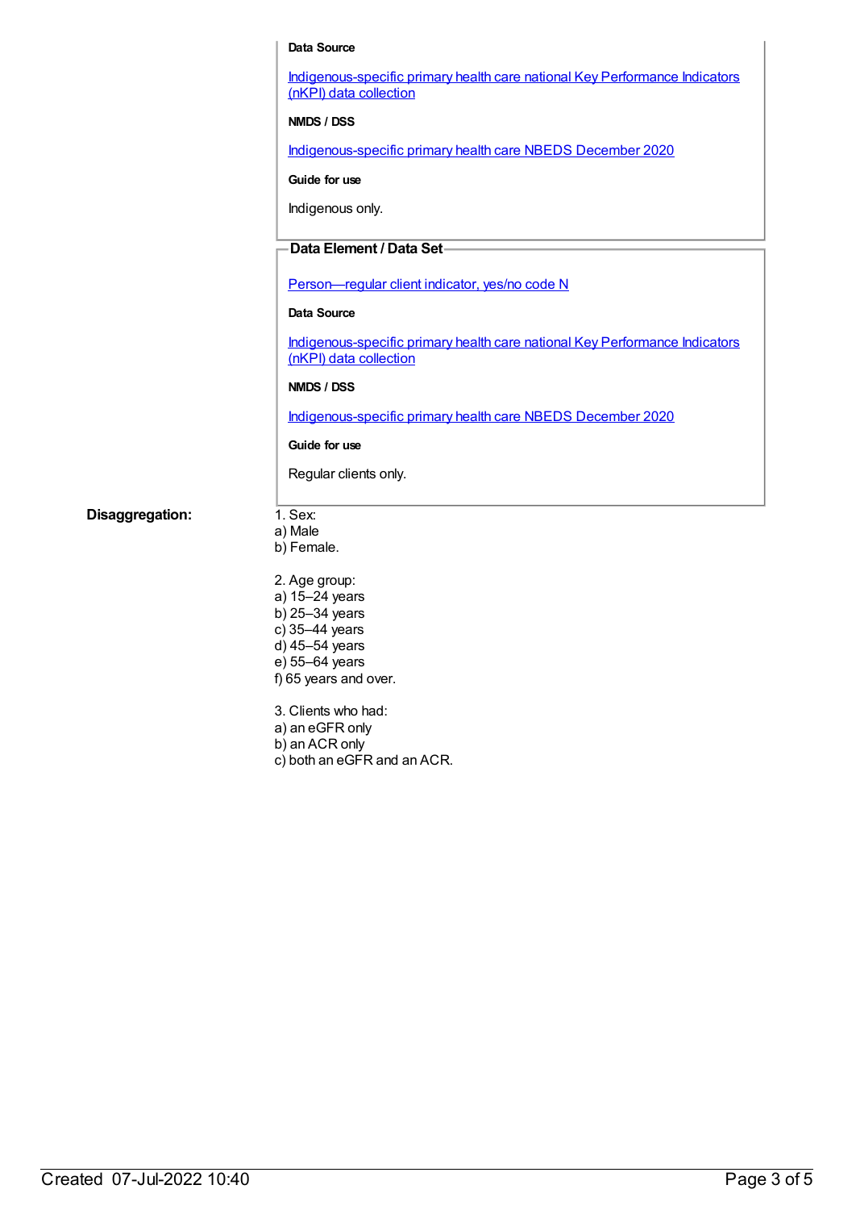**Data Source**

Indigenous-specific primary health care national Key Performance Indicators (nKPI) data collection

**NMDS / DSS**

Indigenous-specific primary health care NBEDS December 2020

**Guide for use**

Indigenous only.

**Data Element / Data Set**

Person—regular client indicator, yes/no code N

**Data Source**

Indigenous-specific primary health care national Key Performance Indicators (nKPI) data collection

**NMDS / DSS**

Indigenous-specific primary health care NBEDS December 2020

**Guide for use**

Regular clients only.

**Disaggregation:**

1. Sex:
a) Male
b) Female.

2. Age group:
a) 15–24 years
b) 25–34 years
c) 35–44 years
d) 45–54 years
e) 55–64 years
f) 65 years and over.

3. Clients who had:
a) an eGFR only
b) an ACR only
c) both an eGFR and an ACR.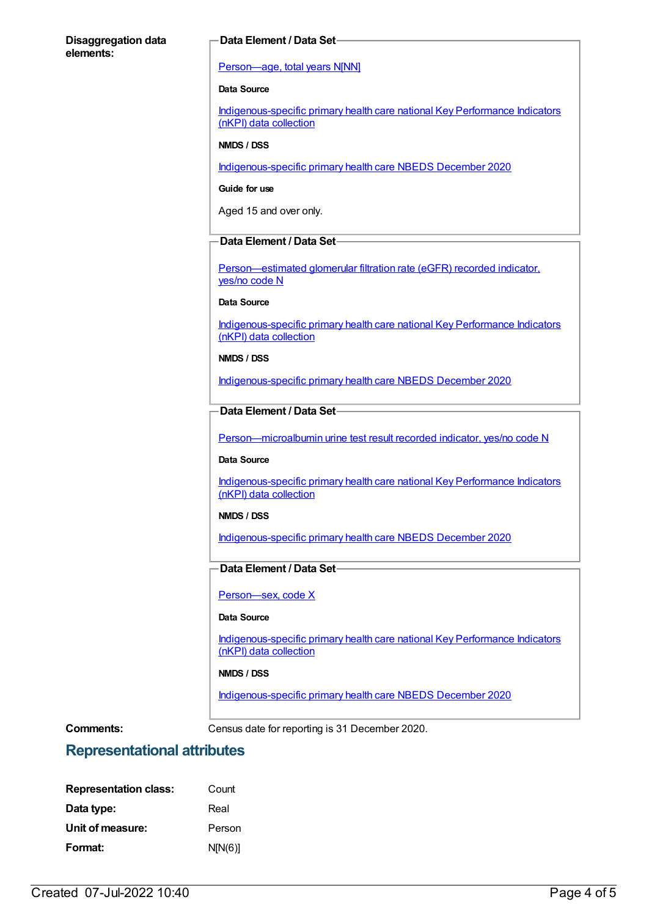**Disaggregation data elements:**

**Data Element / Data Set**

Person—age, total years N[NN]

**Data Source**

Indigenous-specific primary health care national Key Performance Indicators (nKPI) data collection

**NMDS / DSS**

Indigenous-specific primary health care NBEDS December 2020

**Guide for use**

Aged 15 and over only.

**Data Element / Data Set**

Person—estimated glomerular filtration rate (eGFR) recorded indicator, yes/no code N

**Data Source**

Indigenous-specific primary health care national Key Performance Indicators (nKPI) data collection

**NMDS / DSS**

Indigenous-specific primary health care NBEDS December 2020

**Data Element / Data Set**

Person—microalbumin urine test result recorded indicator, yes/no code N

**Data Source**

Indigenous-specific primary health care national Key Performance Indicators (nKPI) data collection

**NMDS / DSS**

Indigenous-specific primary health care NBEDS December 2020

**Data Element / Data Set**

Person—sex, code X

**Data Source**

Indigenous-specific primary health care national Key Performance Indicators (nKPI) data collection

**NMDS / DSS**

Indigenous-specific primary health care NBEDS December 2020

**Comments:** Census date for reporting is 31 December 2020.

## Representational attributes

**Representation class:** Count

**Data type:** Real

**Unit of measure:** Person

**Format:** N[N(6)]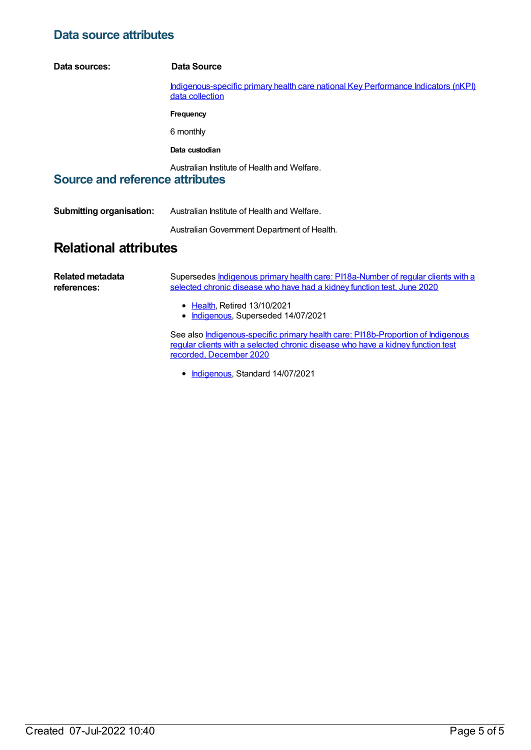## Data source attributes

**Data sources:**

**Data Source**

Indigenous-specific primary health care national Key Performance Indicators (nKPI) data collection

**Frequency**

6 monthly

**Data custodian**

Australian Institute of Health and Welfare.

## Source and reference attributes

**Submitting organisation:** Australian Institute of Health and Welfare.

Australian Government Department of Health.

# Relational attributes

**Related metadata references:**

Supersedes Indigenous primary health care: PI18a-Number of regular clients with a selected chronic disease who have had a kidney function test, June 2020

- Health, Retired 13/10/2021
- Indigenous, Superseded 14/07/2021

See also Indigenous-specific primary health care: PI18b-Proportion of Indigenous regular clients with a selected chronic disease who have a kidney function test recorded, December 2020

- Indigenous, Standard 14/07/2021